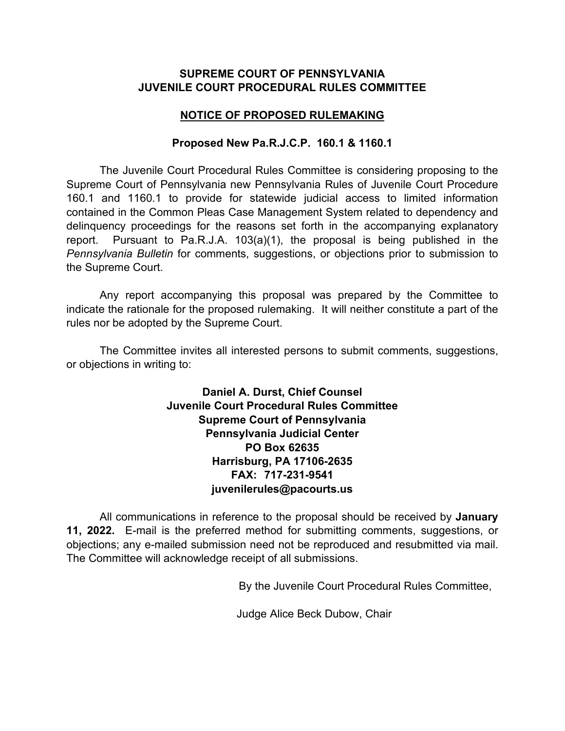**SUPREME COURT OF PENNSYLVANIA**
**JUVENILE COURT PROCEDURAL RULES COMMITTEE**

**NOTICE OF PROPOSED RULEMAKING**

**Proposed New Pa.R.J.C.P. 160.1 & 1160.1**

The Juvenile Court Procedural Rules Committee is considering proposing to the Supreme Court of Pennsylvania new Pennsylvania Rules of Juvenile Court Procedure 160.1 and 1160.1 to provide for statewide judicial access to limited information contained in the Common Pleas Case Management System related to dependency and delinquency proceedings for the reasons set forth in the accompanying explanatory report. Pursuant to Pa.R.J.A. 103(a)(1), the proposal is being published in the *Pennsylvania Bulletin* for comments, suggestions, or objections prior to submission to the Supreme Court.

Any report accompanying this proposal was prepared by the Committee to indicate the rationale for the proposed rulemaking. It will neither constitute a part of the rules nor be adopted by the Supreme Court.

The Committee invites all interested persons to submit comments, suggestions, or objections in writing to:

**Daniel A. Durst, Chief Counsel**
**Juvenile Court Procedural Rules Committee**
**Supreme Court of Pennsylvania**
**Pennsylvania Judicial Center**
**PO Box 62635**
**Harrisburg, PA 17106-2635**
**FAX: 717-231-9541**
**juvenilerules@pacourts.us**

All communications in reference to the proposal should be received by **January 11, 2022.** E-mail is the preferred method for submitting comments, suggestions, or objections; any e-mailed submission need not be reproduced and resubmitted via mail. The Committee will acknowledge receipt of all submissions.

By the Juvenile Court Procedural Rules Committee,

Judge Alice Beck Dubow, Chair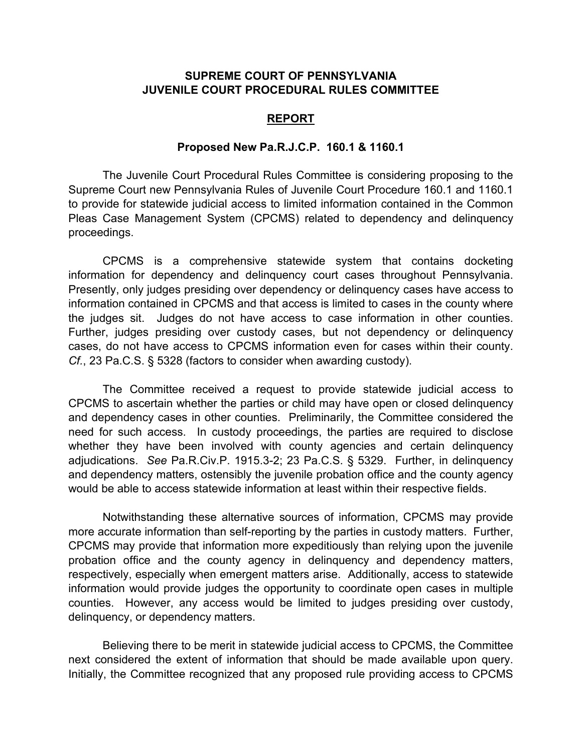**SUPREME COURT OF PENNSYLVANIA**
**JUVENILE COURT PROCEDURAL RULES COMMITTEE**

# REPORT

### Proposed New Pa.R.J.C.P. 160.1 & 1160.1

The Juvenile Court Procedural Rules Committee is considering proposing to the Supreme Court new Pennsylvania Rules of Juvenile Court Procedure 160.1 and 1160.1 to provide for statewide judicial access to limited information contained in the Common Pleas Case Management System (CPCMS) related to dependency and delinquency proceedings.

CPCMS is a comprehensive statewide system that contains docketing information for dependency and delinquency court cases throughout Pennsylvania. Presently, only judges presiding over dependency or delinquency cases have access to information contained in CPCMS and that access is limited to cases in the county where the judges sit. Judges do not have access to case information in other counties. Further, judges presiding over custody cases, but not dependency or delinquency cases, do not have access to CPCMS information even for cases within their county. *Cf.*, 23 Pa.C.S. § 5328 (factors to consider when awarding custody).

The Committee received a request to provide statewide judicial access to CPCMS to ascertain whether the parties or child may have open or closed delinquency and dependency cases in other counties. Preliminarily, the Committee considered the need for such access. In custody proceedings, the parties are required to disclose whether they have been involved with county agencies and certain delinquency adjudications. *See* Pa.R.Civ.P. 1915.3-2; 23 Pa.C.S. § 5329. Further, in delinquency and dependency matters, ostensibly the juvenile probation office and the county agency would be able to access statewide information at least within their respective fields.

Notwithstanding these alternative sources of information, CPCMS may provide more accurate information than self-reporting by the parties in custody matters. Further, CPCMS may provide that information more expeditiously than relying upon the juvenile probation office and the county agency in delinquency and dependency matters, respectively, especially when emergent matters arise. Additionally, access to statewide information would provide judges the opportunity to coordinate open cases in multiple counties. However, any access would be limited to judges presiding over custody, delinquency, or dependency matters.

Believing there to be merit in statewide judicial access to CPCMS, the Committee next considered the extent of information that should be made available upon query. Initially, the Committee recognized that any proposed rule providing access to CPCMS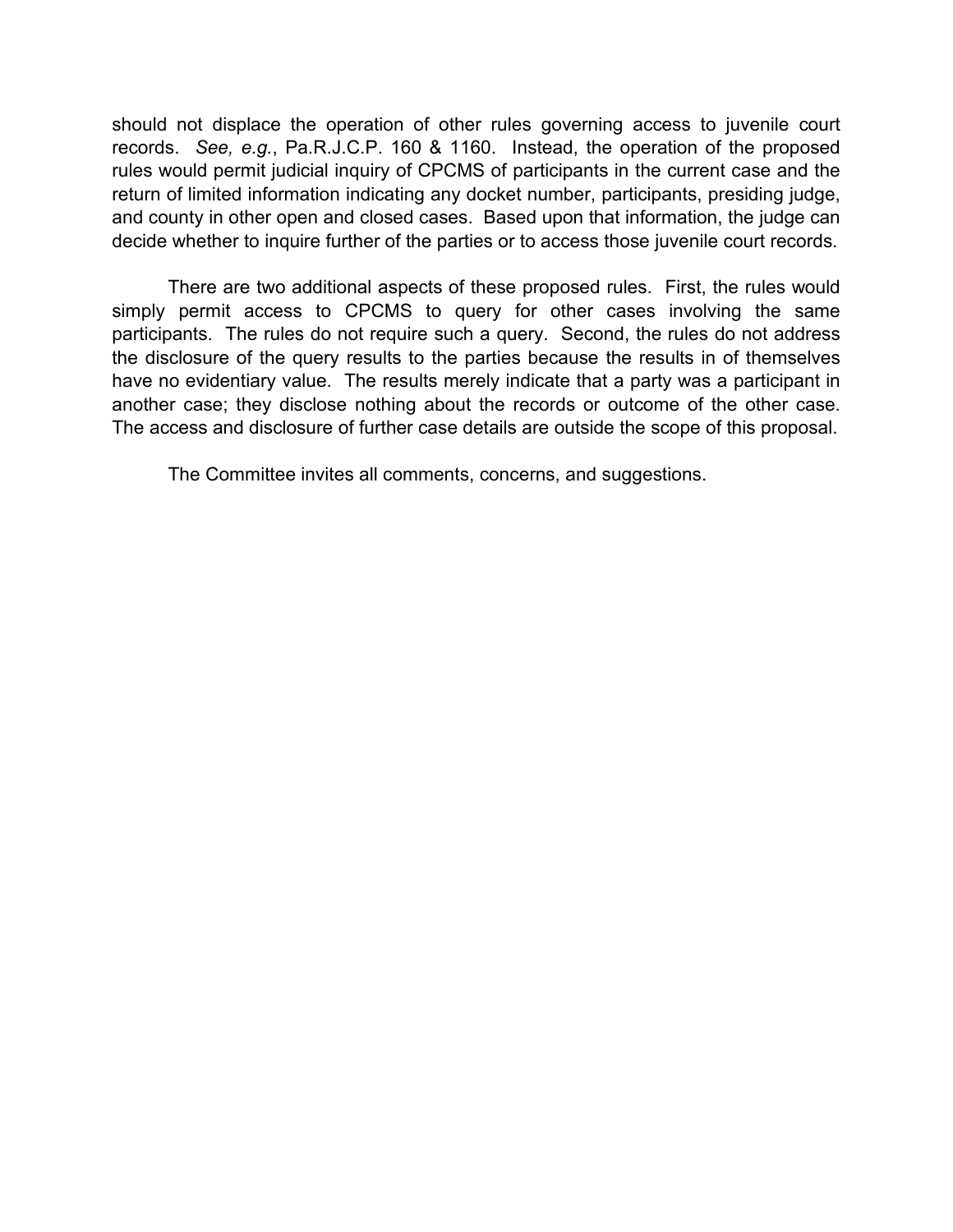should not displace the operation of other rules governing access to juvenile court records. *See, e.g.*, Pa.R.J.C.P. 160 & 1160. Instead, the operation of the proposed rules would permit judicial inquiry of CPCMS of participants in the current case and the return of limited information indicating any docket number, participants, presiding judge, and county in other open and closed cases. Based upon that information, the judge can decide whether to inquire further of the parties or to access those juvenile court records.

There are two additional aspects of these proposed rules. First, the rules would simply permit access to CPCMS to query for other cases involving the same participants. The rules do not require such a query. Second, the rules do not address the disclosure of the query results to the parties because the results in of themselves have no evidentiary value. The results merely indicate that a party was a participant in another case; they disclose nothing about the records or outcome of the other case. The access and disclosure of further case details are outside the scope of this proposal.

The Committee invites all comments, concerns, and suggestions.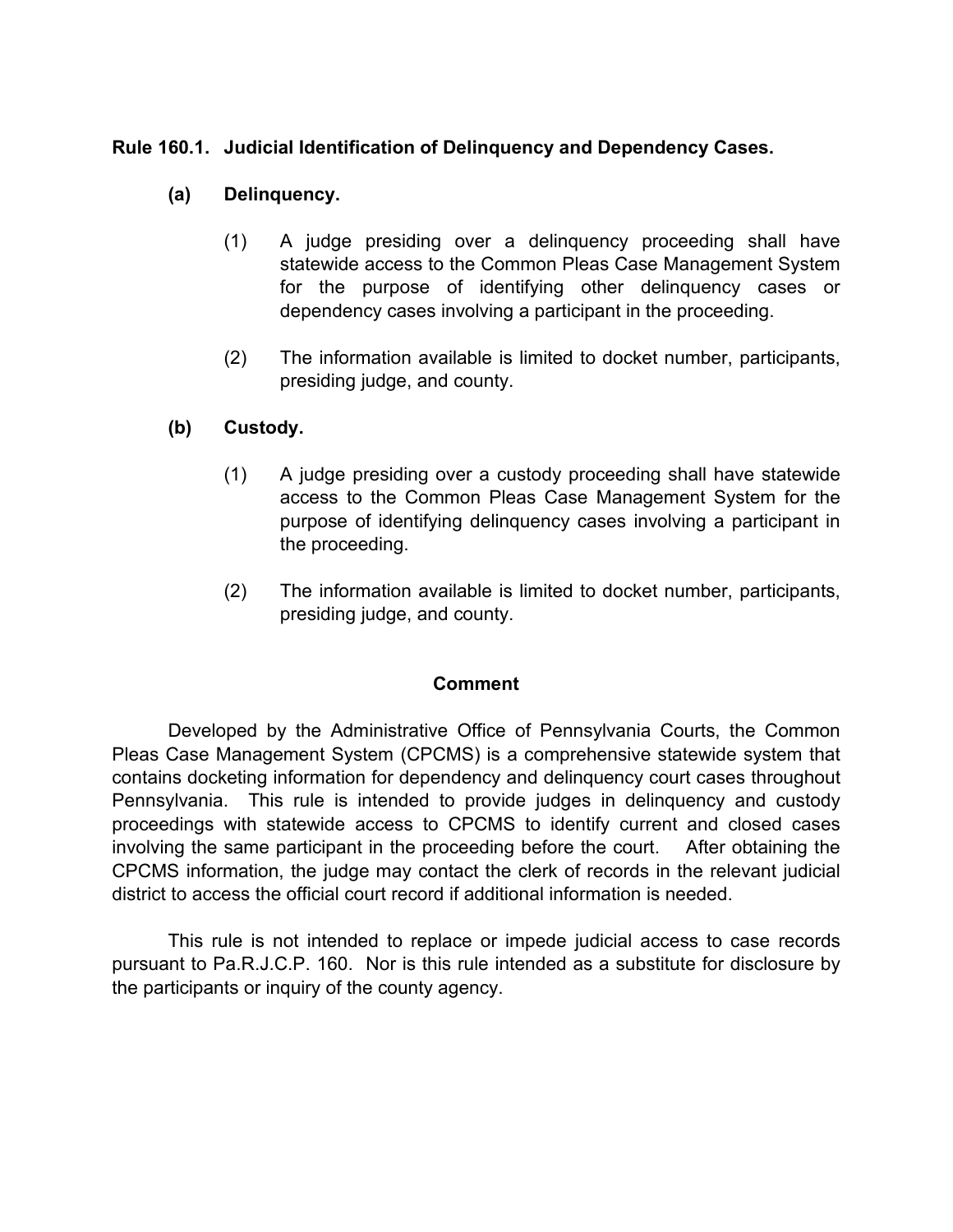## Rule 160.1. Judicial Identification of Delinquency and Dependency Cases.

**(a) Delinquency.**

(1) A judge presiding over a delinquency proceeding shall have statewide access to the Common Pleas Case Management System for the purpose of identifying other delinquency cases or dependency cases involving a participant in the proceeding.

(2) The information available is limited to docket number, participants, presiding judge, and county.

**(b) Custody.**

(1) A judge presiding over a custody proceeding shall have statewide access to the Common Pleas Case Management System for the purpose of identifying delinquency cases involving a participant in the proceeding.

(2) The information available is limited to docket number, participants, presiding judge, and county.

### Comment

Developed by the Administrative Office of Pennsylvania Courts, the Common Pleas Case Management System (CPCMS) is a comprehensive statewide system that contains docketing information for dependency and delinquency court cases throughout Pennsylvania. This rule is intended to provide judges in delinquency and custody proceedings with statewide access to CPCMS to identify current and closed cases involving the same participant in the proceeding before the court. After obtaining the CPCMS information, the judge may contact the clerk of records in the relevant judicial district to access the official court record if additional information is needed.

This rule is not intended to replace or impede judicial access to case records pursuant to Pa.R.J.C.P. 160. Nor is this rule intended as a substitute for disclosure by the participants or inquiry of the county agency.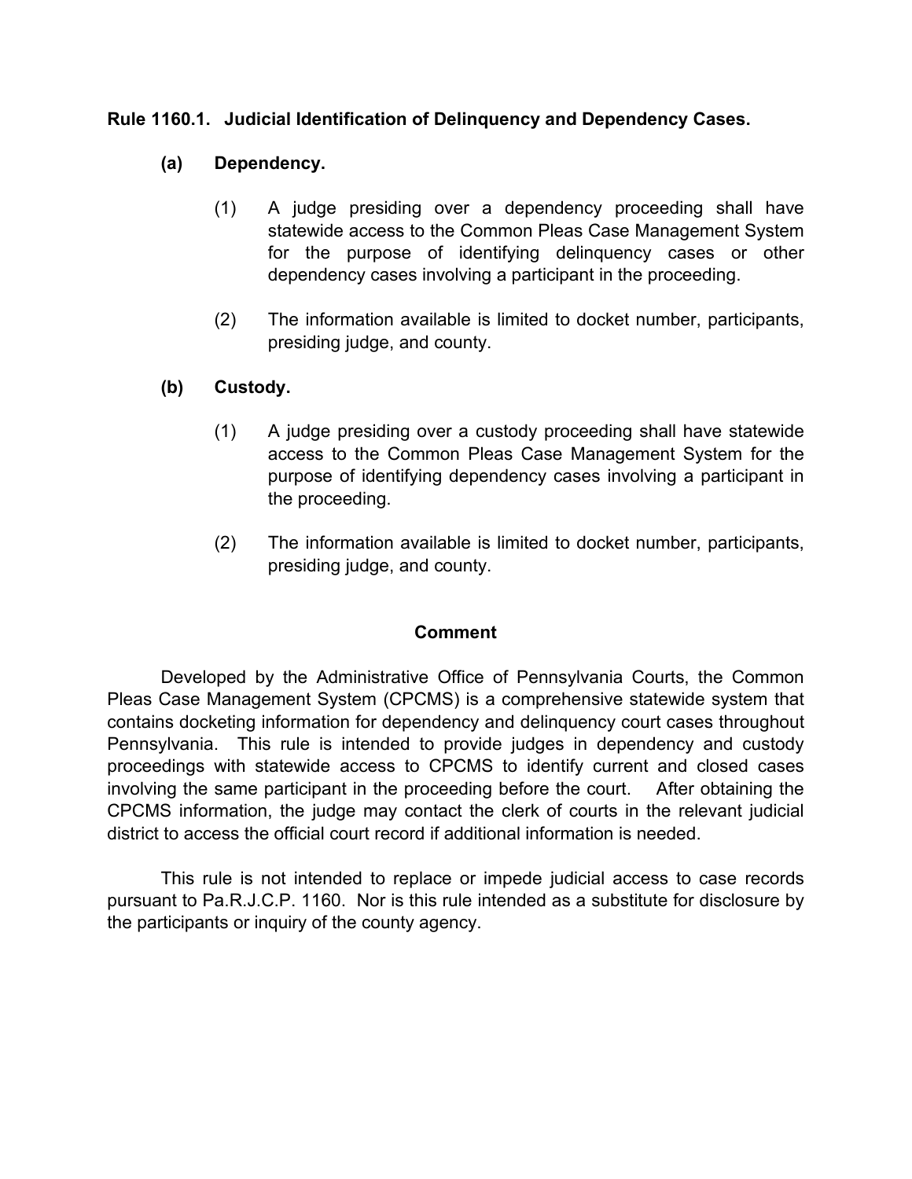**Rule 1160.1. Judicial Identification of Delinquency and Dependency Cases.**

**(a) Dependency.**

(1) A judge presiding over a dependency proceeding shall have statewide access to the Common Pleas Case Management System for the purpose of identifying delinquency cases or other dependency cases involving a participant in the proceeding.

(2) The information available is limited to docket number, participants, presiding judge, and county.

**(b) Custody.**

(1) A judge presiding over a custody proceeding shall have statewide access to the Common Pleas Case Management System for the purpose of identifying dependency cases involving a participant in the proceeding.

(2) The information available is limited to docket number, participants, presiding judge, and county.

**Comment**

Developed by the Administrative Office of Pennsylvania Courts, the Common Pleas Case Management System (CPCMS) is a comprehensive statewide system that contains docketing information for dependency and delinquency court cases throughout Pennsylvania. This rule is intended to provide judges in dependency and custody proceedings with statewide access to CPCMS to identify current and closed cases involving the same participant in the proceeding before the court. After obtaining the CPCMS information, the judge may contact the clerk of courts in the relevant judicial district to access the official court record if additional information is needed.

This rule is not intended to replace or impede judicial access to case records pursuant to Pa.R.J.C.P. 1160. Nor is this rule intended as a substitute for disclosure by the participants or inquiry of the county agency.